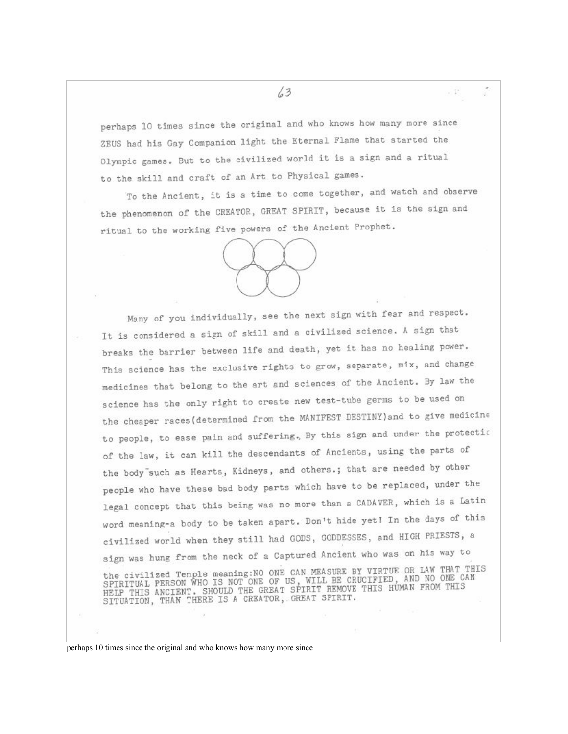perhaps 10 times since the original and who knows how many more since ZEUS had his Gay Companion light the Eternal Flame that started the Olympic games. But to the civilized world it is a sign and a ritual to the skill and craft of an Art to Physical games.

To the Ancient, it is a time to come together, and watch and observe the phenomenon of the CREATOR, GREAT SPIRIT, because it is the sign and ritual to the working five powers of the Ancient Prophet.

Many of you individually, see the next sign with fear and respect. It is considered a sign of skill and a civilized science. A sign that breaks the barrier between life and death, yet it has no healing power. This science has the exclusive rights to grow, separate, mix, and change medicines that belong to the art and sciences of the Ancient. By law the science has the only right to create new test-tube germs to be used on the cheaper races(determined from the MANIFEST DESTINY)and to give medicine to people, to ease pain and suffering. By this sign and under the protectic of the law, it can kill the descendants of Ancients, using the parts of the body such as Hearts, Kidneys, and others.; that are needed by other people who have these bad body parts which have to be replaced, under the legal concept that this being was no more than a CADAVER, which is a Latin word meaning-a body to be taken apart. Don't hide yet! In the days of this civilized world when they still had GODS, GODDESSES, and HIGH PRIESTS, a sign was hung from the neck of a Captured Ancient who was on his way to the civilized Temple meaning:NO ONE CAN MEASURE BY VIRTUE OR LAW THAT THIS SPIRITUAL PERSON WHO IS NOT ONE OF US, WILL BE CRUCIFIED, AND NO ONE CAN HELP THIS ANCIENT. SHOULD THE GREAT SPIRIT REMOVE THIS HUMAN FROM THIS SITUATION, THAN THERE IS A CREATOR, GREAT SPIRIT.

perhaps 10 times since the original and who knows how many more since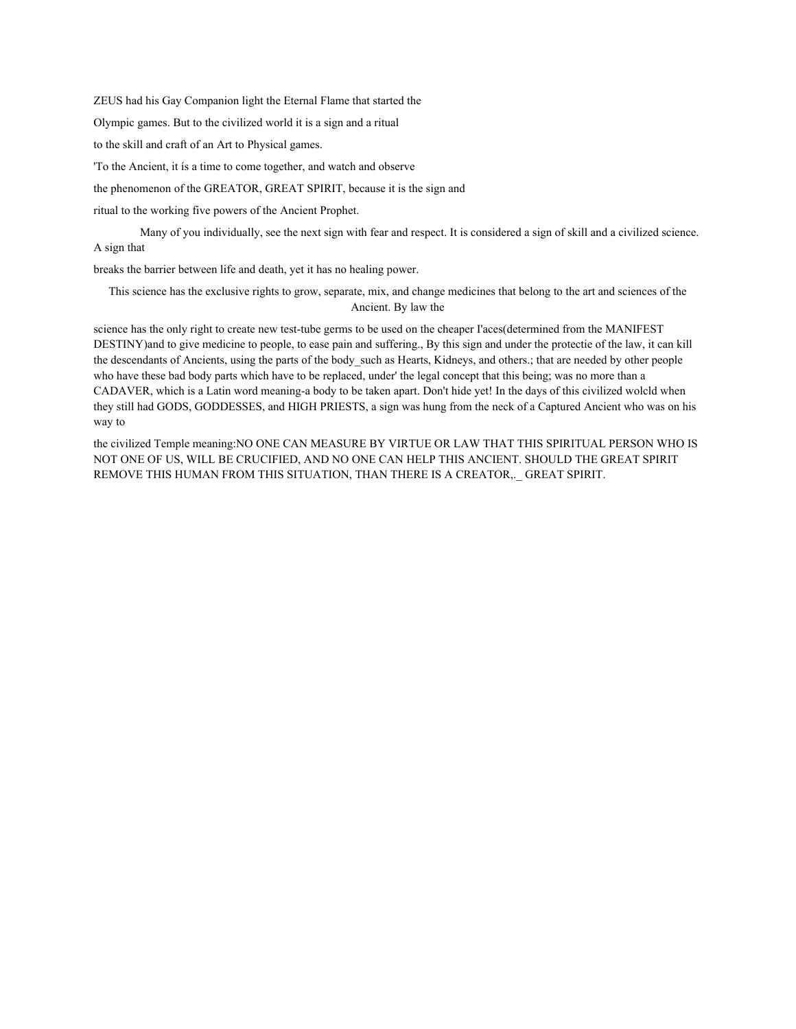ZEUS had his Gay Companion light the Eternal Flame that started the

Olympic games. But to the civilized world it is a sign and a ritual

to the skill and craft of an Art to Physical games.

'To the Ancient, it ís a time to come together, and watch and observe

the phenomenon of the GREATOR, GREAT SPIRIT, because it is the sign and

ritual to the working five powers of the Ancient Prophet.

Many of you individually, see the next sign with fear and respect. It is considered a sign of skill and a civilized science. A sign that

breaks the barrier between life and death, yet it has no healing power.

This science has the exclusive rights to grow, separate, mix, and change medicines that belong to the art and sciences of the Ancient. By law the

science has the only right to create new test-tube germs to be used on the cheaper I'aces(determined from the MANIFEST DESTINY)and to give medicine to people, to ease pain and suffering., By this sign and under the protectie of the law, it can kill the descendants of Ancients, using the parts of the body_such as Hearts, Kidneys, and others.; that are needed by other people who have these bad body parts which have to be replaced, under' the legal concept that this being; was no more than a CADAVER, which is a Latin word meaning-a body to be taken apart. Don't hide yet! In the days of this civilized wolcld when they still had GODS, GODDESSES, and HIGH PRIESTS, a sign was hung from the neck of a Captured Ancient who was on his way to

the civilized Temple meaning:NO ONE CAN MEASURE BY VIRTUE OR LAW THAT THIS SPIRITUAL PERSON WHO IS NOT ONE OF US, WILL BE CRUCIFIED, AND NO ONE CAN HELP THIS ANCIENT. SHOULD THE GREAT SPIRIT REMOVE THIS HUMAN FROM THIS SITUATION, THAN THERE IS A CREATOR,._ GREAT SPIRIT.